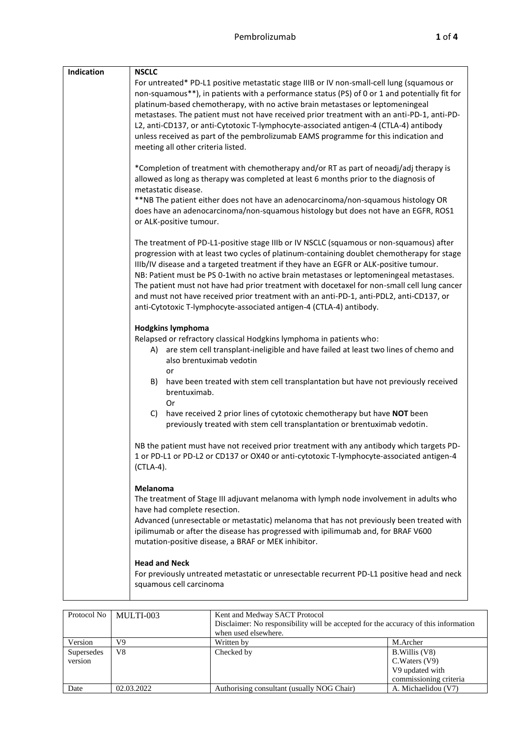| Indication | **NSCLC**<br>For untreated* PD-L1 positive metastatic stage IIIB or IV non-small-cell lung (squamous or non-squamous**), in patients with a performance status (PS) of 0 or 1 and potentially fit for platinum-based chemotherapy, with no active brain metastases or leptomeningeal metastases. The patient must not have received prior treatment with an anti-PD-1, anti-PD-L2, anti-CD137, or anti-Cytotoxic T-lymphocyte-associated antigen-4 (CTLA-4) antibody unless received as part of the pembrolizumab EAMS programme for this indication and meeting all other criteria listed.<br><br>*Completion of treatment with chemotherapy and/or RT as part of neoadj/adj therapy is allowed as long as therapy was completed at least 6 months prior to the diagnosis of metastatic disease.<br>**NB The patient either does not have an adenocarcinoma/non-squamous histology OR does have an adenocarcinoma/non-squamous histology but does not have an EGFR, ROS1 or ALK-positive tumour.<br><br>The treatment of PD-L1-positive stage IIIb or IV NSCLC (squamous or non-squamous) after progression with at least two cycles of platinum-containing doublet chemotherapy for stage IIIb/IV disease and a targeted treatment if they have an EGFR or ALK-positive tumour.<br>NB: Patient must be PS 0-1with no active brain metastases or leptomeningeal metastases. The patient must not have had prior treatment with docetaxel for non-small cell lung cancer and must not have received prior treatment with an anti-PD-1, anti-PDL2, anti-CD137, or anti-Cytotoxic T-lymphocyte-associated antigen-4 (CTLA-4) antibody.<br><br>**Hodgkins lymphoma**<br>Relapsed or refractory classical Hodgkins lymphoma in patients who:<br>A) are stem cell transplant-ineligible and have failed at least two lines of chemo and also brentuximab vedotin<br>or<br>B) have been treated with stem cell transplantation but have not previously received brentuximab.<br>Or<br>C) have received 2 prior lines of cytotoxic chemotherapy but have **NOT** been previously treated with stem cell transplantation or brentuximab vedotin.<br><br>NB the patient must have not received prior treatment with any antibody which targets PD-1 or PD-L1 or PD-L2 or CD137 or OX40 or anti-cytotoxic T-lymphocyte-associated antigen-4 (CTLA-4).<br><br>**Melanoma**<br>The treatment of Stage III adjuvant melanoma with lymph node involvement in adults who have had complete resection.<br>Advanced (unresectable or metastatic) melanoma that has not previously been treated with ipilimumab or after the disease has progressed with ipilimumab and, for BRAF V600 mutation-positive disease, a BRAF or MEK inhibitor.<br><br>**Head and Neck**<br>For previously untreated metastatic or unresectable recurrent PD-L1 positive head and neck squamous cell carcinoma |
|---|---|

| Protocol No | MULTI-003 | Kent and Medway SACT Protocol<br>Disclaimer: No responsibility will be accepted for the accuracy of this information when used elsewhere. | |
|---|---|---|---|
| Version | V9 | Written by | M.Archer |
| Supersedes version | V8 | Checked by | B.Willis (V8)<br>C.Waters (V9)<br>V9 updated with commissioning criteria |
| Date | 02.03.2022 | Authorising consultant (usually NOG Chair) | A. Michaelidou (V7) |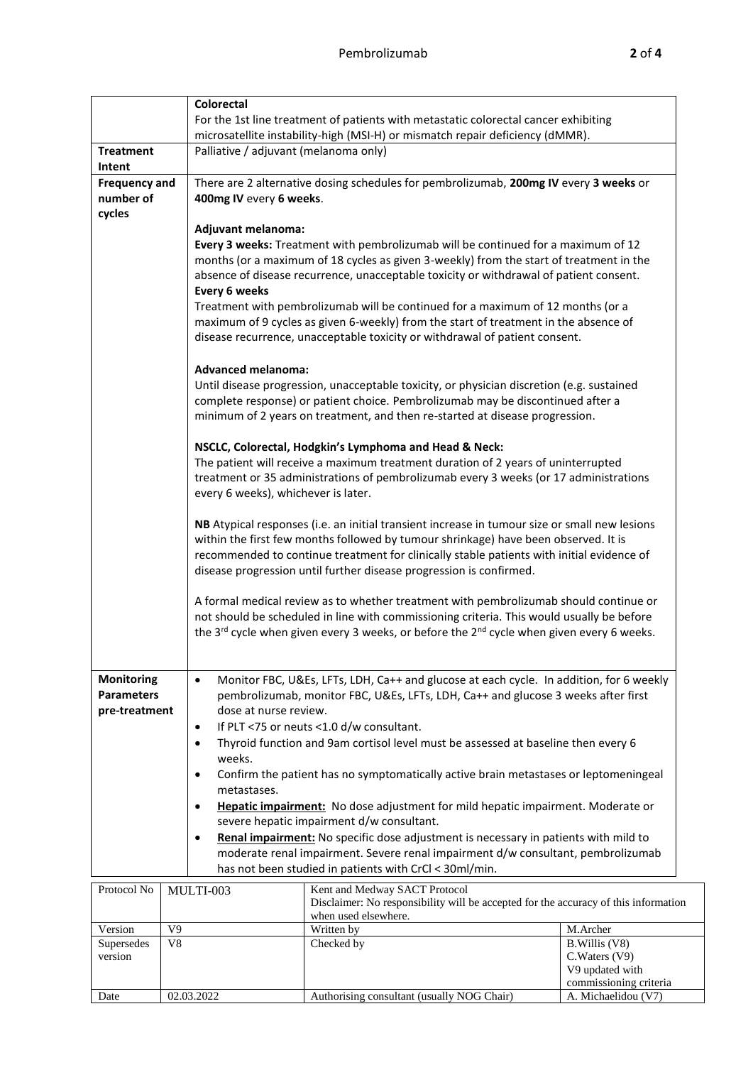| | |
|---|---|
| | **Colorectal**<br>For the 1st line treatment of patients with metastatic colorectal cancer exhibiting microsatellite instability-high (MSI-H) or mismatch repair deficiency (dMMR). |
| **Treatment Intent** | Palliative / adjuvant (melanoma only) |
| **Frequency and number of cycles** | There are 2 alternative dosing schedules for pembrolizumab, **200mg IV** every **3 weeks** or **400mg IV** every **6 weeks**.<br><br>**Adjuvant melanoma:**<br>**Every 3 weeks:** Treatment with pembrolizumab will be continued for a maximum of 12 months (or a maximum of 18 cycles as given 3-weekly) from the start of treatment in the absence of disease recurrence, unacceptable toxicity or withdrawal of patient consent.<br>**Every 6 weeks**<br>Treatment with pembrolizumab will be continued for a maximum of 12 months (or a maximum of 9 cycles as given 6-weekly) from the start of treatment in the absence of disease recurrence, unacceptable toxicity or withdrawal of patient consent.<br><br>**Advanced melanoma:**<br>Until disease progression, unacceptable toxicity, or physician discretion (e.g. sustained complete response) or patient choice. Pembrolizumab may be discontinued after a minimum of 2 years on treatment, and then re-started at disease progression.<br><br>**NSCLC, Colorectal, Hodgkin's Lymphoma and Head & Neck:**<br>The patient will receive a maximum treatment duration of 2 years of uninterrupted treatment or 35 administrations of pembrolizumab every 3 weeks (or 17 administrations every 6 weeks), whichever is later.<br><br>**NB** Atypical responses (i.e. an initial transient increase in tumour size or small new lesions within the first few months followed by tumour shrinkage) have been observed. It is recommended to continue treatment for clinically stable patients with initial evidence of disease progression until further disease progression is confirmed.<br><br>A formal medical review as to whether treatment with pembrolizumab should continue or not should be scheduled in line with commissioning criteria. This would usually be before the 3rd cycle when given every 3 weeks, or before the 2nd cycle when given every 6 weeks. |
| **Monitoring Parameters pre-treatment** | • Monitor FBC, U&Es, LFTs, LDH, Ca++ and glucose at each cycle. In addition, for 6 weekly pembrolizumab, monitor FBC, U&Es, LFTs, LDH, Ca++ and glucose 3 weeks after first dose at nurse review.<br>• If PLT <75 or neuts <1.0 d/w consultant.<br>• Thyroid function and 9am cortisol level must be assessed at baseline then every 6 weeks.<br>• Confirm the patient has no symptomatically active brain metastases or leptomeningeal metastases.<br>• **Hepatic impairment:** No dose adjustment for mild hepatic impairment. Moderate or severe hepatic impairment d/w consultant.<br>• **Renal impairment:** No specific dose adjustment is necessary in patients with mild to moderate renal impairment. Severe renal impairment d/w consultant, pembrolizumab has not been studied in patients with CrCl < 30ml/min. |

| Protocol No | MULTI-003 | Kent and Medway SACT Protocol<br>Disclaimer: No responsibility will be accepted for the accuracy of this information when used elsewhere. | |
|---|---|---|---|
| Version | V9 | Written by | M.Archer |
| Supersedes version | V8 | Checked by | B.Willis (V8)<br>C.Waters (V9)<br>V9 updated with commissioning criteria |
| Date | 02.03.2022 | Authorising consultant (usually NOG Chair) | A. Michaelidou (V7) |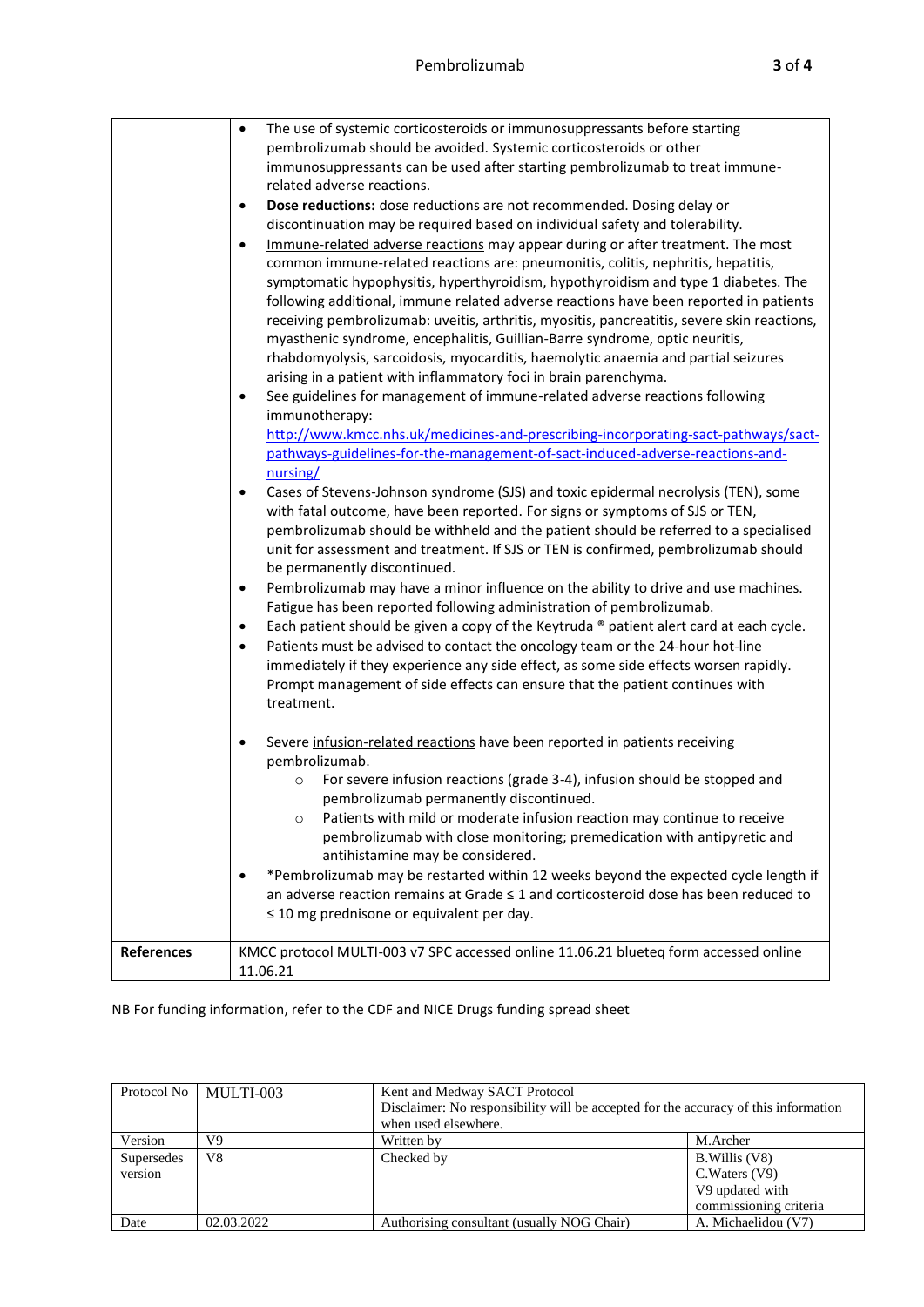| | |
|---|---|
| | • The use of systemic corticosteroids or immunosuppressants before starting pembrolizumab should be avoided. Systemic corticosteroids or other immunosuppressants can be used after starting pembrolizumab to treat immune-related adverse reactions.<br>• **Dose reductions:** dose reductions are not recommended. Dosing delay or discontinuation may be required based on individual safety and tolerability.<br>• Immune-related adverse reactions may appear during or after treatment. The most common immune-related reactions are: pneumonitis, colitis, nephritis, hepatitis, symptomatic hypophysitis, hyperthyroidism, hypothyroidism and type 1 diabetes. The following additional, immune related adverse reactions have been reported in patients receiving pembrolizumab: uveitis, arthritis, myositis, pancreatitis, severe skin reactions, myasthenic syndrome, encephalitis, Guillian-Barre syndrome, optic neuritis, rhabdomyolysis, sarcoidosis, myocarditis, haemolytic anaemia and partial seizures arising in a patient with inflammatory foci in brain parenchyma.<br>• See guidelines for management of immune-related adverse reactions following immunotherapy: http://www.kmcc.nhs.uk/medicines-and-prescribing-incorporating-sact-pathways/sact-pathways-guidelines-for-the-management-of-sact-induced-adverse-reactions-and-nursing/<br>• Cases of Stevens-Johnson syndrome (SJS) and toxic epidermal necrolysis (TEN), some with fatal outcome, have been reported. For signs or symptoms of SJS or TEN, pembrolizumab should be withheld and the patient should be referred to a specialised unit for assessment and treatment. If SJS or TEN is confirmed, pembrolizumab should be permanently discontinued.<br>• Pembrolizumab may have a minor influence on the ability to drive and use machines. Fatigue has been reported following administration of pembrolizumab.<br>• Each patient should be given a copy of the Keytruda ® patient alert card at each cycle.<br>• Patients must be advised to contact the oncology team or the 24-hour hot-line immediately if they experience any side effect, as some side effects worsen rapidly. Prompt management of side effects can ensure that the patient continues with treatment.<br><br>• Severe infusion-related reactions have been reported in patients receiving pembrolizumab.<br>&nbsp;&nbsp;&nbsp;&nbsp;○ For severe infusion reactions (grade 3-4), infusion should be stopped and pembrolizumab permanently discontinued.<br>&nbsp;&nbsp;&nbsp;&nbsp;○ Patients with mild or moderate infusion reaction may continue to receive pembrolizumab with close monitoring; premedication with antipyretic and antihistamine may be considered.<br>• *Pembrolizumab may be restarted within 12 weeks beyond the expected cycle length if an adverse reaction remains at Grade ≤ 1 and corticosteroid dose has been reduced to ≤ 10 mg prednisone or equivalent per day. |
| **References** | KMCC protocol MULTI-003 v7 SPC accessed online 11.06.21 blueteq form accessed online 11.06.21 |

NB For funding information, refer to the CDF and NICE Drugs funding spread sheet

| Protocol No | MULTI-003 | Kent and Medway SACT Protocol<br>Disclaimer: No responsibility will be accepted for the accuracy of this information when used elsewhere. | |
|---|---|---|---|
| Version | V9 | Written by | M.Archer |
| Supersedes version | V8 | Checked by | B.Willis (V8)<br>C.Waters (V9)<br>V9 updated with commissioning criteria |
| Date | 02.03.2022 | Authorising consultant (usually NOG Chair) | A. Michaelidou (V7) |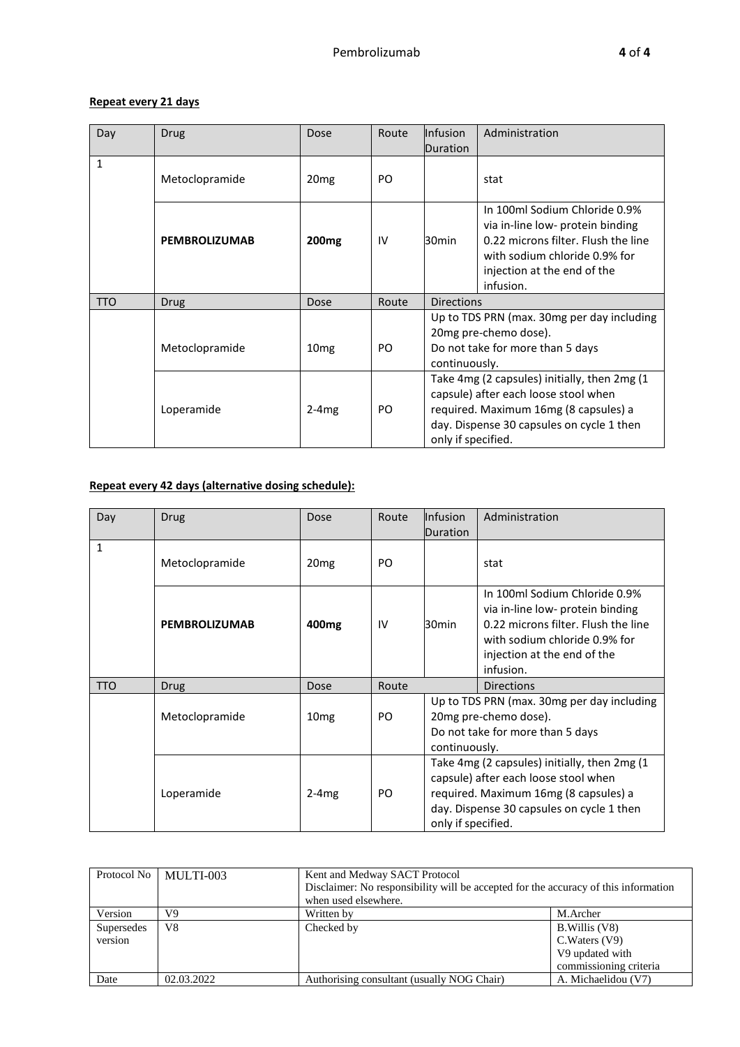**Repeat every 21 days**

| Day | Drug | Dose | Route | Infusion Duration | Administration |
|---|---|---|---|---|---|
| 1 | Metoclopramide | 20mg | PO | | stat |
| | **PEMBROLIZUMAB** | **200mg** | IV | 30min | In 100ml Sodium Chloride 0.9% via in-line low- protein binding 0.22 microns filter. Flush the line with sodium chloride 0.9% for injection at the end of the infusion. |
| TTO | Drug | Dose | Route | Directions | |
| | Metoclopramide | 10mg | PO | Up to TDS PRN (max. 30mg per day including 20mg pre-chemo dose). Do not take for more than 5 days continuously. | |
| | Loperamide | 2-4mg | PO | Take 4mg (2 capsules) initially, then 2mg (1 capsule) after each loose stool when required. Maximum 16mg (8 capsules) a day. Dispense 30 capsules on cycle 1 then only if specified. | |

**Repeat every 42 days (alternative dosing schedule):**

| Day | Drug | Dose | Route | Infusion Duration | Administration |
|---|---|---|---|---|---|
| 1 | Metoclopramide | 20mg | PO | | stat |
| | **PEMBROLIZUMAB** | **400mg** | IV | 30min | In 100ml Sodium Chloride 0.9% via in-line low- protein binding 0.22 microns filter. Flush the line with sodium chloride 0.9% for injection at the end of the infusion. |
| TTO | Drug | Dose | Route | | Directions |
| | Metoclopramide | 10mg | PO | Up to TDS PRN (max. 30mg per day including 20mg pre-chemo dose). Do not take for more than 5 days continuously. | |
| | Loperamide | 2-4mg | PO | Take 4mg (2 capsules) initially, then 2mg (1 capsule) after each loose stool when required. Maximum 16mg (8 capsules) a day. Dispense 30 capsules on cycle 1 then only if specified. | |

| | | | |
|---|---|---|---|
| Protocol No | MULTI-003 | Kent and Medway SACT Protocol<br>Disclaimer: No responsibility will be accepted for the accuracy of this information when used elsewhere. | |
| Version | V9 | Written by | M.Archer |
| Supersedes version | V8 | Checked by | B.Willis (V8)<br>C.Waters (V9)<br>V9 updated with commissioning criteria |
| Date | 02.03.2022 | Authorising consultant (usually NOG Chair) | A. Michaelidou (V7) |